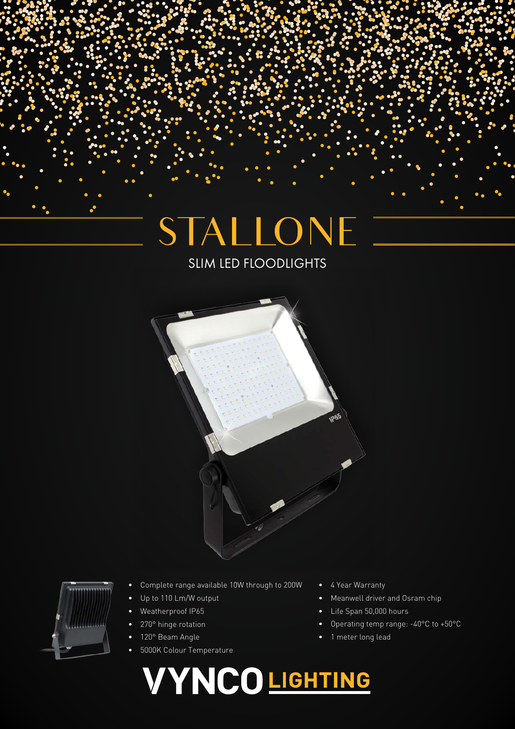# STALLONE

## SLIM LED FLOODLIGHTS

- Complete range available 10W through to 200W
- Up to 110 Lm/W output
- Weatherproof IP65
- 270° hinge rotation
- 120° Beam Angle
- 5000K Colour Temperature
- 4 Year Warranty
- Meanwell driver and Osram chip
- Life Span 50,000 hours
- Operating temp range: -40°C to +50°C
- 1 meter long lead

VYNCO LIGHTING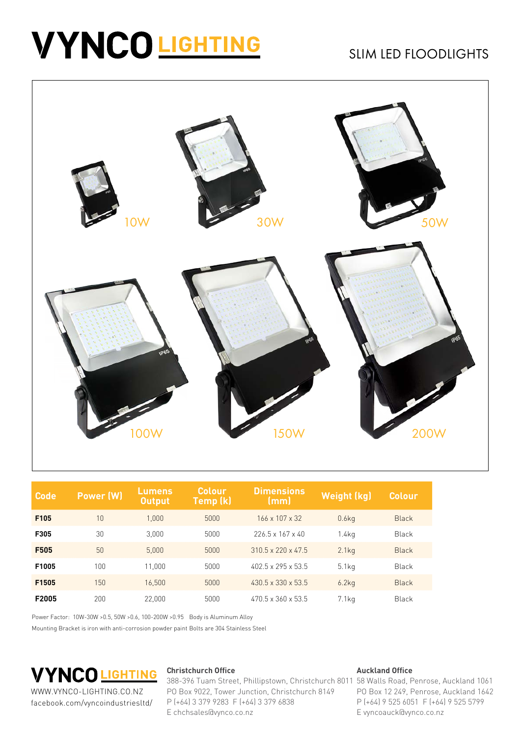# VYNCO LIGHTING

## SLIM LED FLOODLIGHTS

10W

30W

50W

100W

150W

200W

| Code | Power (W) | Lumens Output | Colour Temp (k) | Dimensions (mm) | Weight (kg) | Colour |
|---|---|---|---|---|---|---|
| **F105** | 10 | 1,000 | 5000 | 166 x 107 x 32 | 0.6kg | Black |
| **F305** | 30 | 3,000 | 5000 | 226.5 x 167 x 40 | 1.4kg | Black |
| **F505** | 50 | 5,000 | 5000 | 310.5 x 220 x 47.5 | 2.1kg | Black |
| **F1005** | 100 | 11,000 | 5000 | 402.5 x 295 x 53.5 | 5.1kg | Black |
| **F1505** | 150 | 16,500 | 5000 | 430.5 x 330 x 53.5 | 6.2kg | Black |
| **F2005** | 200 | 22,000 | 5000 | 470.5 x 360 x 53.5 | 7.1kg | Black |

Power Factor: 10W-30W >0.5, 50W >0.6, 100-200W >0.95 Body is Aluminum Alloy

Mounting Bracket is iron with anti-corrosion powder paint Bolts are 304 Stainless Steel

**VYNCO LIGHTING**

WWW.VYNCO-LIGHTING.CO.NZ
facebook.com/vyncoindustriesltd/

**Christchurch Office**
388-396 Tuam Street, Phillipstown, Christchurch 8011
PO Box 9022, Tower Junction, Christchurch 8149
P (+64) 3 379 9283 F (+64) 3 379 6838
E chchsales@vynco.co.nz

**Auckland Office**
58 Walls Road, Penrose, Auckland 1061
PO Box 12 249, Penrose, Auckland 1642
P (+64) 9 525 6051 F (+64) 9 525 5799
E vyncoauck@vynco.co.nz